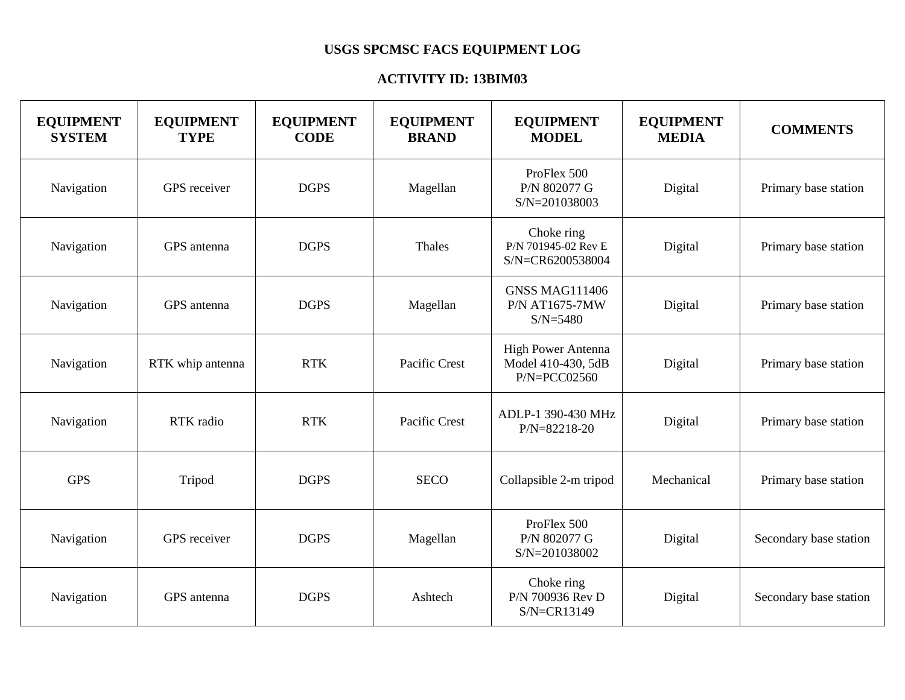# USGS SPCMSC FACS EQUIPMENT LOG

## ACTIVITY ID: 13BIM03

| EQUIPMENT SYSTEM | EQUIPMENT TYPE | EQUIPMENT CODE | EQUIPMENT BRAND | EQUIPMENT MODEL | EQUIPMENT MEDIA | COMMENTS |
|---|---|---|---|---|---|---|
| Navigation | GPS receiver | DGPS | Magellan | ProFlex 500<br>P/N 802077 G<br>S/N=201038003 | Digital | Primary base station |
| Navigation | GPS antenna | DGPS | Thales | Choke ring<br>P/N 701945-02 Rev E<br>S/N=CR6200538004 | Digital | Primary base station |
| Navigation | GPS antenna | DGPS | Magellan | GNSS MAG111406<br>P/N AT1675-7MW<br>S/N=5480 | Digital | Primary base station |
| Navigation | RTK whip antenna | RTK | Pacific Crest | High Power Antenna<br>Model 410-430, 5dB<br>P/N=PCC02560 | Digital | Primary base station |
| Navigation | RTK radio | RTK | Pacific Crest | ADLP-1 390-430 MHz<br>P/N=82218-20 | Digital | Primary base station |
| GPS | Tripod | DGPS | SECO | Collapsible 2-m tripod | Mechanical | Primary base station |
| Navigation | GPS receiver | DGPS | Magellan | ProFlex 500<br>P/N 802077 G<br>S/N=201038002 | Digital | Secondary base station |
| Navigation | GPS antenna | DGPS | Ashtech | Choke ring<br>P/N 700936 Rev D<br>S/N=CR13149 | Digital | Secondary base station |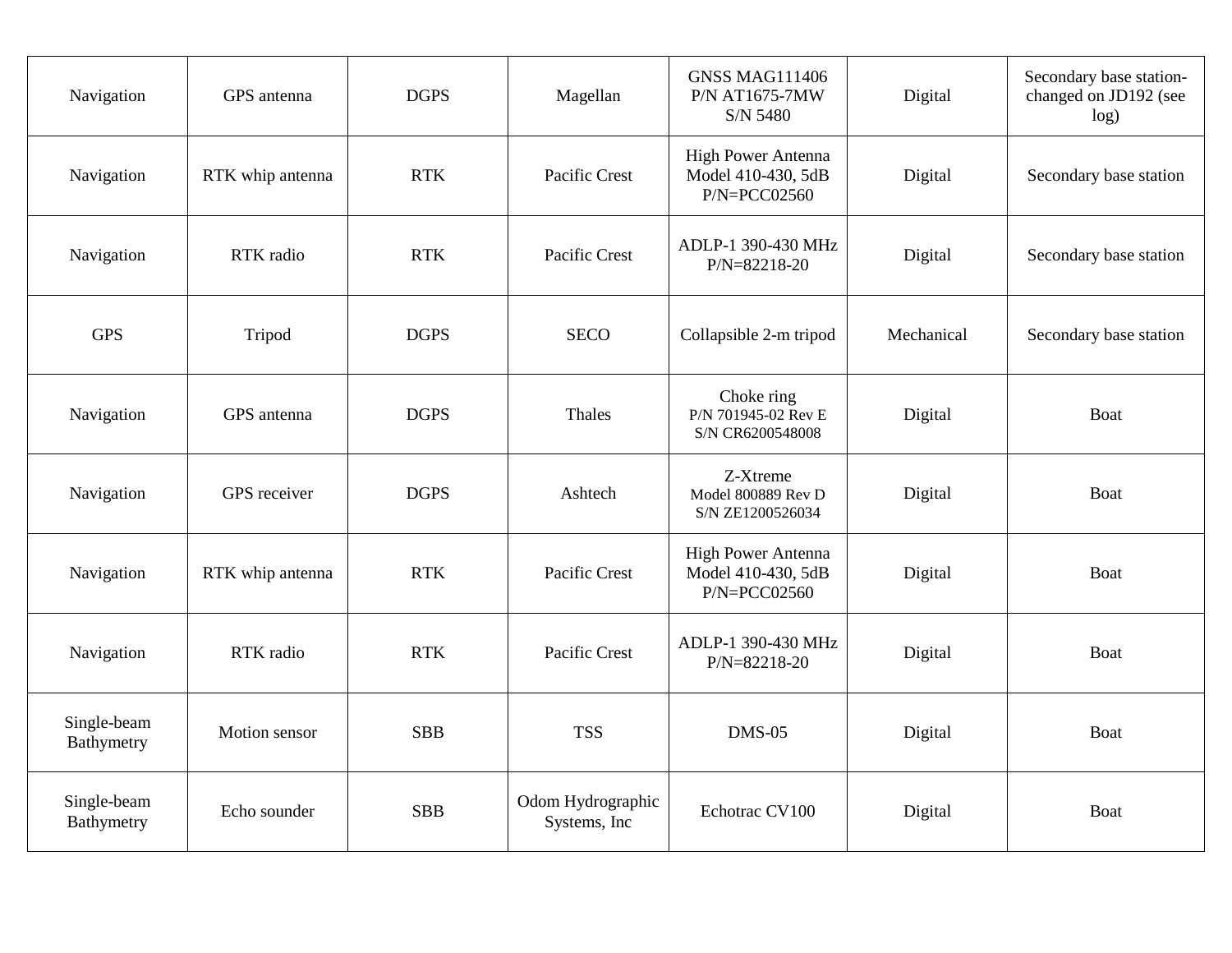| Navigation | GPS antenna | DGPS | Magellan | GNSS MAG111406 P/N AT1675-7MW S/N 5480 | Digital | Secondary base station- changed on JD192 (see log) |
|---|---|---|---|---|---|---|
| Navigation | RTK whip antenna | RTK | Pacific Crest | High Power Antenna Model 410-430, 5dB P/N=PCC02560 | Digital | Secondary base station |
| Navigation | RTK radio | RTK | Pacific Crest | ADLP-1 390-430 MHz P/N=82218-20 | Digital | Secondary base station |
| GPS | Tripod | DGPS | SECO | Collapsible 2-m tripod | Mechanical | Secondary base station |
| Navigation | GPS antenna | DGPS | Thales | Choke ring P/N 701945-02 Rev E S/N CR6200548008 | Digital | Boat |
| Navigation | GPS receiver | DGPS | Ashtech | Z-Xtreme Model 800889 Rev D S/N ZE1200526034 | Digital | Boat |
| Navigation | RTK whip antenna | RTK | Pacific Crest | High Power Antenna Model 410-430, 5dB P/N=PCC02560 | Digital | Boat |
| Navigation | RTK radio | RTK | Pacific Crest | ADLP-1 390-430 MHz P/N=82218-20 | Digital | Boat |
| Single-beam Bathymetry | Motion sensor | SBB | TSS | DMS-05 | Digital | Boat |
| Single-beam Bathymetry | Echo sounder | SBB | Odom Hydrographic Systems, Inc | Echotrac CV100 | Digital | Boat |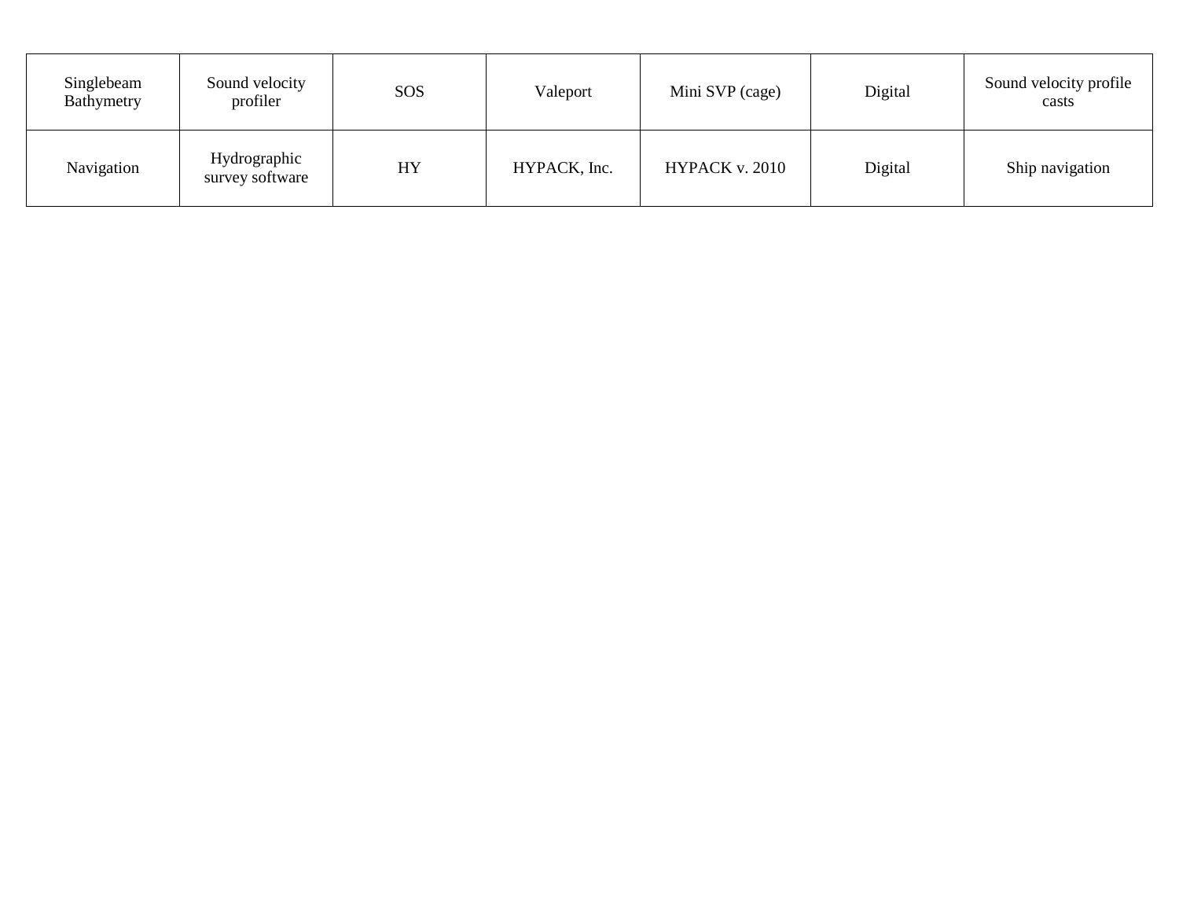| | | | | | | |
|---|---|---|---|---|---|---|
| Singlebeam Bathymetry | Sound velocity profiler | SOS | Valeport | Mini SVP (cage) | Digital | Sound velocity profile casts |
| Navigation | Hydrographic survey software | HY | HYPACK, Inc. | HYPACK v. 2010 | Digital | Ship navigation |